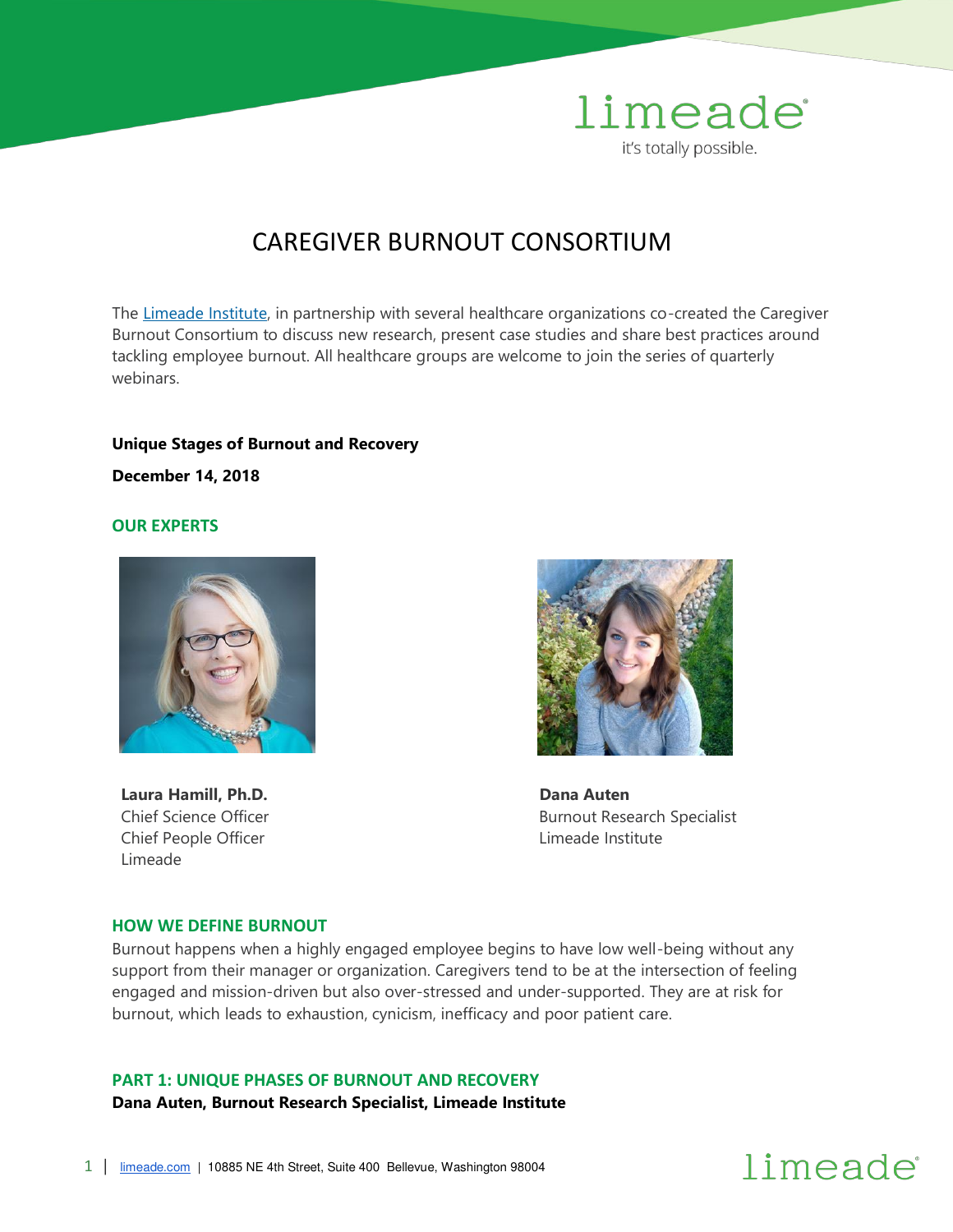# CAREGIVER BURNOUT CONSORTIUM

The Limeade Institute, in partnership with several healthcare organizations co-created the Caregiver Burnout Consortium to discuss new research, present case studies and share best practices around tackling employee burnout. All healthcare groups are welcome to join the series of quarterly webinars.

**Unique Stages of Burnout and Recovery**

**December 14, 2018**

## OUR EXPERTS

**Laura Hamill, Ph.D.**
Chief Science Officer
Chief People Officer
Limeade

**Dana Auten**
Burnout Research Specialist
Limeade Institute

## HOW WE DEFINE BURNOUT

Burnout happens when a highly engaged employee begins to have low well-being without any support from their manager or organization. Caregivers tend to be at the intersection of feeling engaged and mission-driven but also over-stressed and under-supported. They are at risk for burnout, which leads to exhaustion, cynicism, inefficacy and poor patient care.

## PART 1: UNIQUE PHASES OF BURNOUT AND RECOVERY

**Dana Auten, Burnout Research Specialist, Limeade Institute**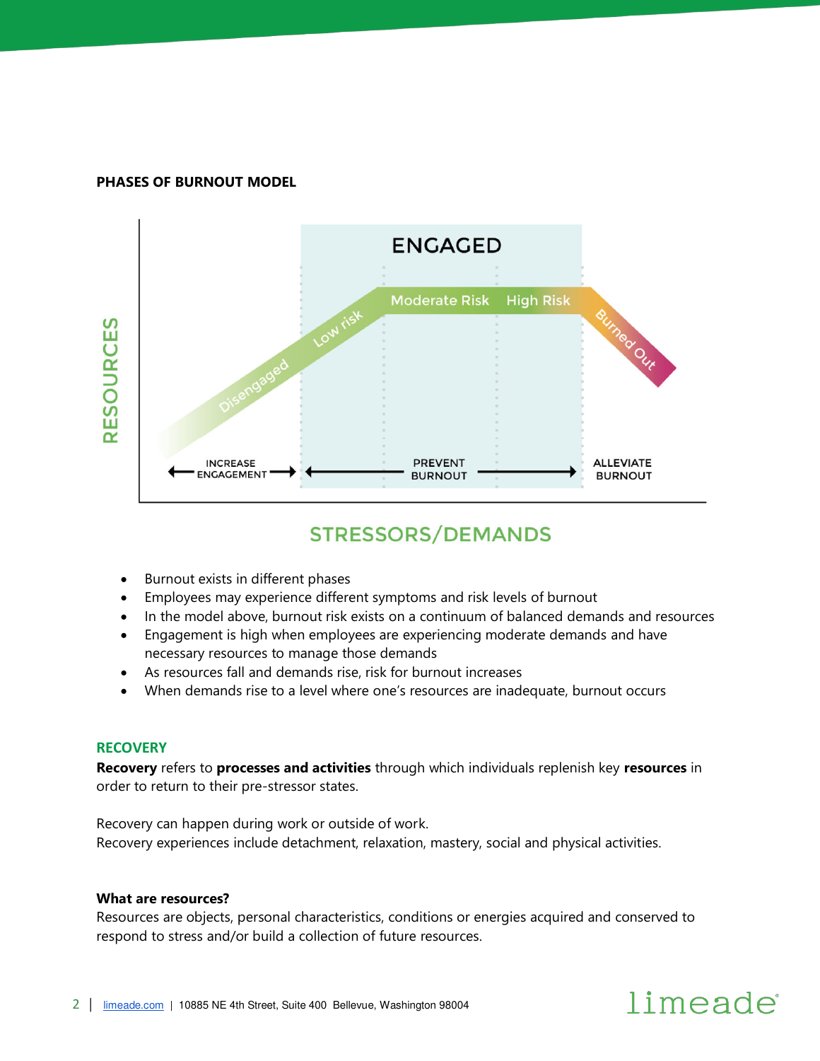**PHASES OF BURNOUT MODEL**

- Burnout exists in different phases
- Employees may experience different symptoms and risk levels of burnout
- In the model above, burnout risk exists on a continuum of balanced demands and resources
- Engagement is high when employees are experiencing moderate demands and have necessary resources to manage those demands
- As resources fall and demands rise, risk for burnout increases
- When demands rise to a level where one's resources are inadequate, burnout occurs

## RECOVERY

**Recovery** refers to **processes and activities** through which individuals replenish key **resources** in order to return to their pre-stressor states.

Recovery can happen during work or outside of work.
Recovery experiences include detachment, relaxation, mastery, social and physical activities.

**What are resources?**
Resources are objects, personal characteristics, conditions or energies acquired and conserved to respond to stress and/or build a collection of future resources.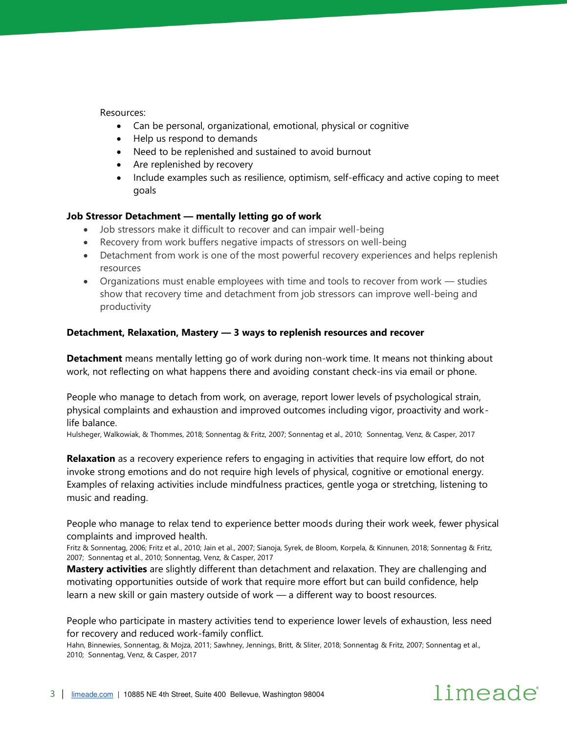Resources:

- Can be personal, organizational, emotional, physical or cognitive
- Help us respond to demands
- Need to be replenished and sustained to avoid burnout
- Are replenished by recovery
- Include examples such as resilience, optimism, self-efficacy and active coping to meet goals

**Job Stressor Detachment — mentally letting go of work**

- Job stressors make it difficult to recover and can impair well-being
- Recovery from work buffers negative impacts of stressors on well-being
- Detachment from work is one of the most powerful recovery experiences and helps replenish resources
- Organizations must enable employees with time and tools to recover from work — studies show that recovery time and detachment from job stressors can improve well-being and productivity

**Detachment, Relaxation, Mastery — 3 ways to replenish resources and recover**

**Detachment** means mentally letting go of work during non-work time. It means not thinking about work, not reflecting on what happens there and avoiding constant check-ins via email or phone.

People who manage to detach from work, on average, report lower levels of psychological strain, physical complaints and exhaustion and improved outcomes including vigor, proactivity and work-life balance.
Hulsheger, Walkowiak, & Thommes, 2018; Sonnentag & Fritz, 2007; Sonnentag et al., 2010; Sonnentag, Venz, & Casper, 2017

**Relaxation** as a recovery experience refers to engaging in activities that require low effort, do not invoke strong emotions and do not require high levels of physical, cognitive or emotional energy. Examples of relaxing activities include mindfulness practices, gentle yoga or stretching, listening to music and reading.

People who manage to relax tend to experience better moods during their work week, fewer physical complaints and improved health.
Fritz & Sonnentag, 2006; Fritz et al., 2010; Jain et al., 2007; Sianoja, Syrek, de Bloom, Korpela, & Kinnunen, 2018; Sonnentag & Fritz, 2007; Sonnentag et al., 2010; Sonnentag, Venz, & Casper, 2017

**Mastery activities** are slightly different than detachment and relaxation. They are challenging and motivating opportunities outside of work that require more effort but can build confidence, help learn a new skill or gain mastery outside of work — a different way to boost resources.

People who participate in mastery activities tend to experience lower levels of exhaustion, less need for recovery and reduced work-family conflict.
Hahn, Binnewies, Sonnentag, & Mojza, 2011; Sawhney, Jennings, Britt, & Sliter, 2018; Sonnentag & Fritz, 2007; Sonnentag et al., 2010; Sonnentag, Venz, & Casper, 2017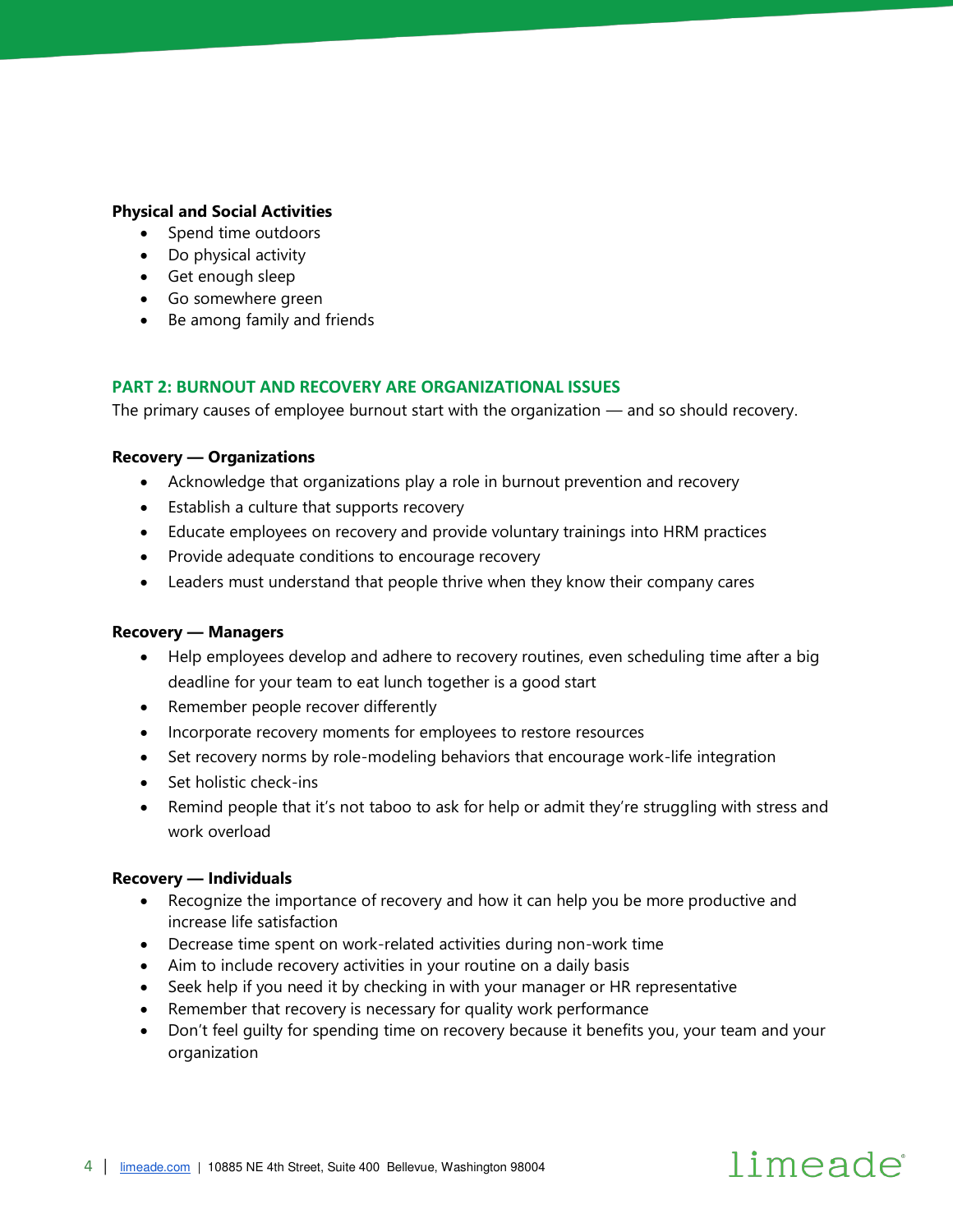**Physical and Social Activities**

- Spend time outdoors
- Do physical activity
- Get enough sleep
- Go somewhere green
- Be among family and friends

## PART 2: BURNOUT AND RECOVERY ARE ORGANIZATIONAL ISSUES

The primary causes of employee burnout start with the organization — and so should recovery.

**Recovery — Organizations**

- Acknowledge that organizations play a role in burnout prevention and recovery
- Establish a culture that supports recovery
- Educate employees on recovery and provide voluntary trainings into HRM practices
- Provide adequate conditions to encourage recovery
- Leaders must understand that people thrive when they know their company cares

**Recovery — Managers**

- Help employees develop and adhere to recovery routines, even scheduling time after a big deadline for your team to eat lunch together is a good start
- Remember people recover differently
- Incorporate recovery moments for employees to restore resources
- Set recovery norms by role-modeling behaviors that encourage work-life integration
- Set holistic check-ins
- Remind people that it's not taboo to ask for help or admit they're struggling with stress and work overload

**Recovery — Individuals**

- Recognize the importance of recovery and how it can help you be more productive and increase life satisfaction
- Decrease time spent on work-related activities during non-work time
- Aim to include recovery activities in your routine on a daily basis
- Seek help if you need it by checking in with your manager or HR representative
- Remember that recovery is necessary for quality work performance
- Don't feel guilty for spending time on recovery because it benefits you, your team and your organization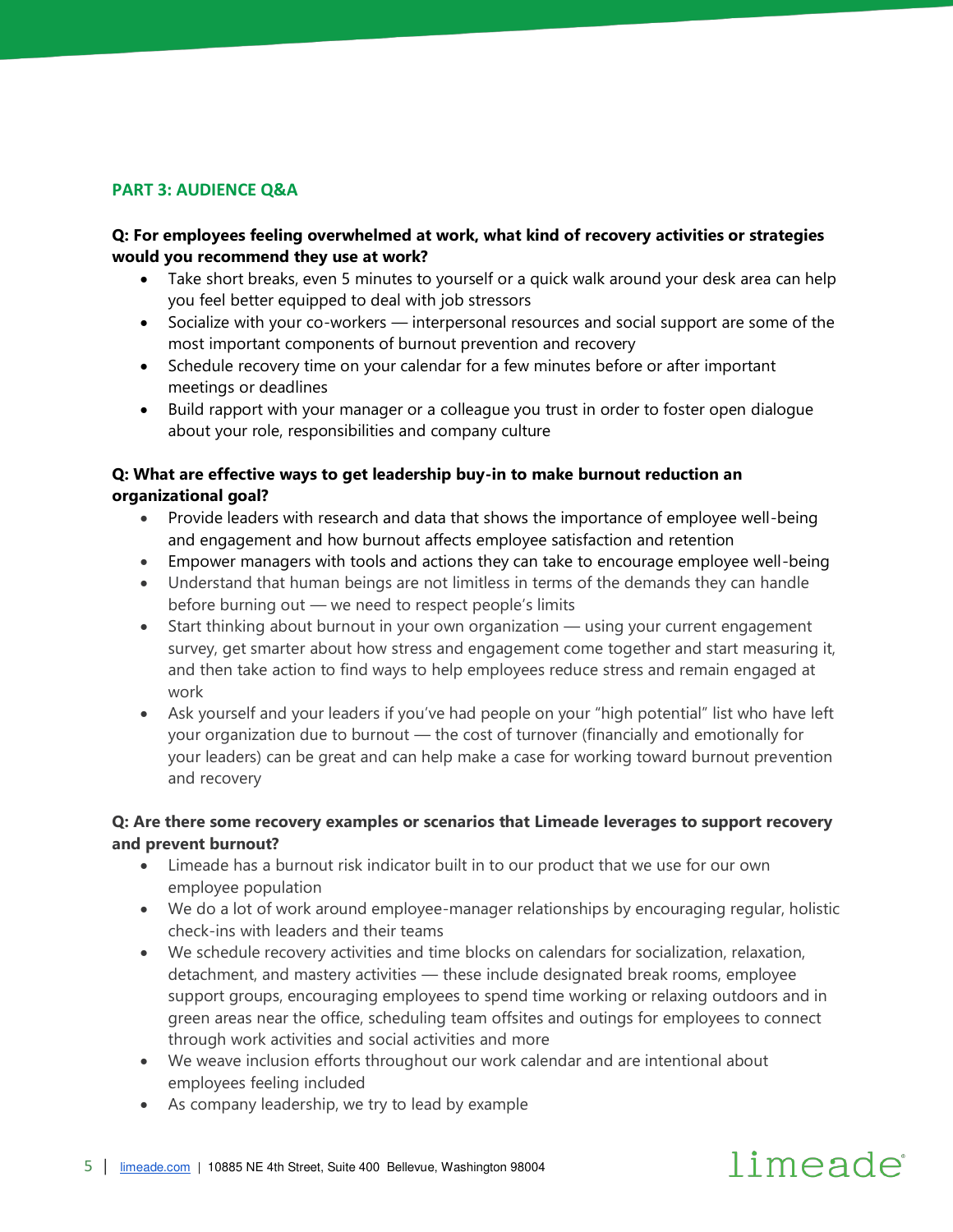## PART 3: AUDIENCE Q&A

**Q: For employees feeling overwhelmed at work, what kind of recovery activities or strategies would you recommend they use at work?**

- Take short breaks, even 5 minutes to yourself or a quick walk around your desk area can help you feel better equipped to deal with job stressors
- Socialize with your co-workers — interpersonal resources and social support are some of the most important components of burnout prevention and recovery
- Schedule recovery time on your calendar for a few minutes before or after important meetings or deadlines
- Build rapport with your manager or a colleague you trust in order to foster open dialogue about your role, responsibilities and company culture

**Q: What are effective ways to get leadership buy-in to make burnout reduction an organizational goal?**

- Provide leaders with research and data that shows the importance of employee well-being and engagement and how burnout affects employee satisfaction and retention
- Empower managers with tools and actions they can take to encourage employee well-being
- Understand that human beings are not limitless in terms of the demands they can handle before burning out — we need to respect people's limits
- Start thinking about burnout in your own organization — using your current engagement survey, get smarter about how stress and engagement come together and start measuring it, and then take action to find ways to help employees reduce stress and remain engaged at work
- Ask yourself and your leaders if you've had people on your "high potential" list who have left your organization due to burnout — the cost of turnover (financially and emotionally for your leaders) can be great and can help make a case for working toward burnout prevention and recovery

**Q: Are there some recovery examples or scenarios that Limeade leverages to support recovery and prevent burnout?**

- Limeade has a burnout risk indicator built in to our product that we use for our own employee population
- We do a lot of work around employee-manager relationships by encouraging regular, holistic check-ins with leaders and their teams
- We schedule recovery activities and time blocks on calendars for socialization, relaxation, detachment, and mastery activities — these include designated break rooms, employee support groups, encouraging employees to spend time working or relaxing outdoors and in green areas near the office, scheduling team offsites and outings for employees to connect through work activities and social activities and more
- We weave inclusion efforts throughout our work calendar and are intentional about employees feeling included
- As company leadership, we try to lead by example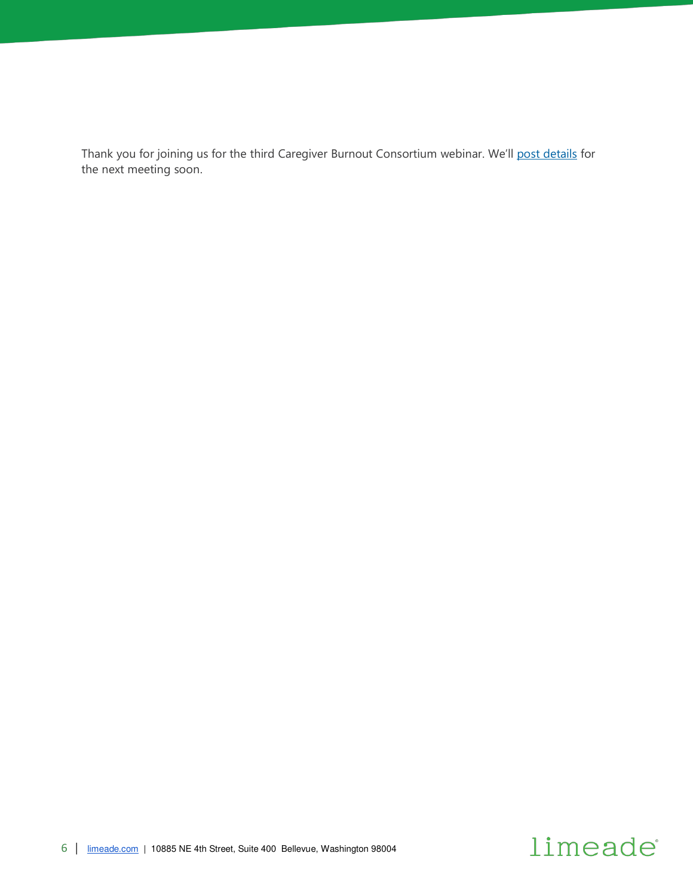Thank you for joining us for the third Caregiver Burnout Consortium webinar. We'll post details for the next meeting soon.